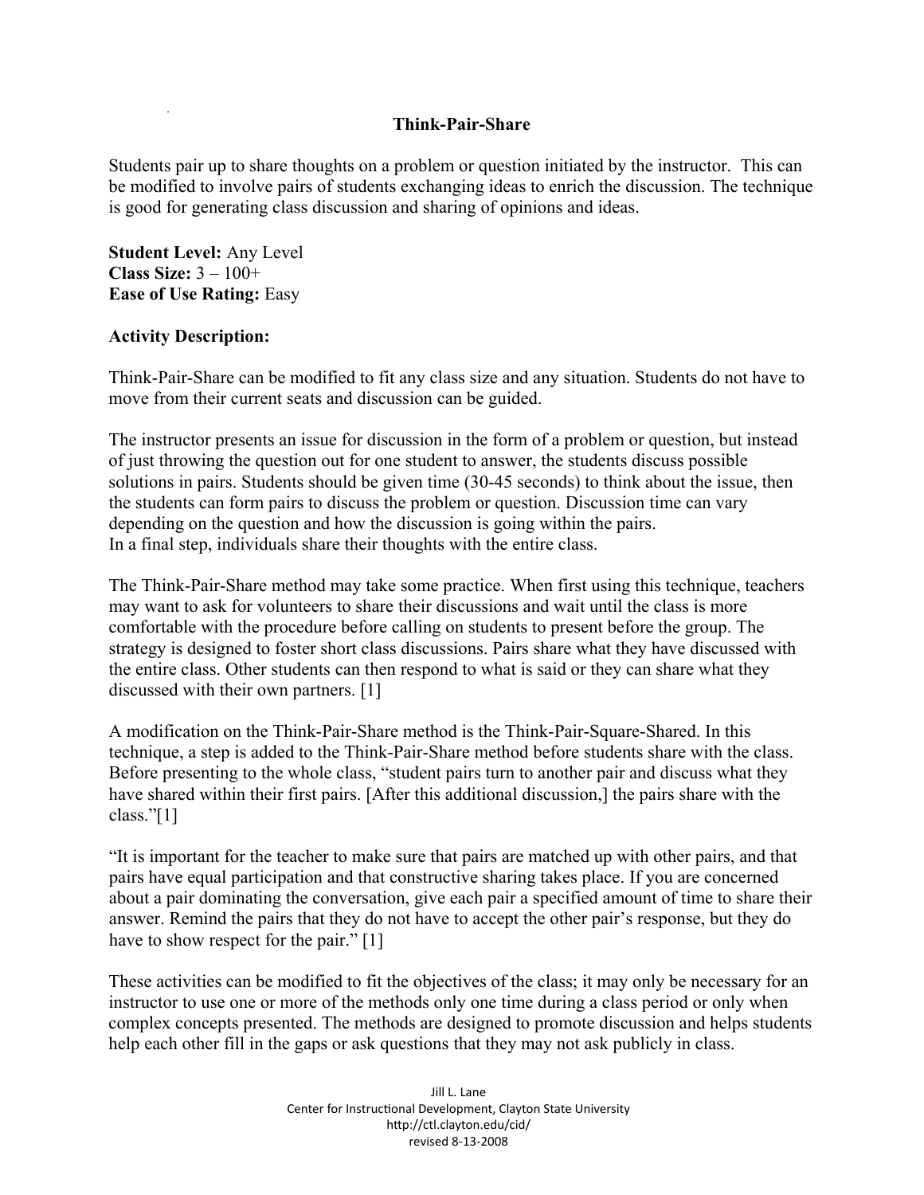# Think-Pair-Share

Students pair up to share thoughts on a problem or question initiated by the instructor. This can be modified to involve pairs of students exchanging ideas to enrich the discussion. The technique is good for generating class discussion and sharing of opinions and ideas.

**Student Level:** Any Level
**Class Size:** 3 – 100+
**Ease of Use Rating:** Easy

**Activity Description:**

Think-Pair-Share can be modified to fit any class size and any situation. Students do not have to move from their current seats and discussion can be guided.

The instructor presents an issue for discussion in the form of a problem or question, but instead of just throwing the question out for one student to answer, the students discuss possible solutions in pairs. Students should be given time (30-45 seconds) to think about the issue, then the students can form pairs to discuss the problem or question. Discussion time can vary depending on the question and how the discussion is going within the pairs.
In a final step, individuals share their thoughts with the entire class.

The Think-Pair-Share method may take some practice. When first using this technique, teachers may want to ask for volunteers to share their discussions and wait until the class is more comfortable with the procedure before calling on students to present before the group. The strategy is designed to foster short class discussions. Pairs share what they have discussed with the entire class. Other students can then respond to what is said or they can share what they discussed with their own partners. [1]

A modification on the Think-Pair-Share method is the Think-Pair-Square-Shared. In this technique, a step is added to the Think-Pair-Share method before students share with the class. Before presenting to the whole class, "student pairs turn to another pair and discuss what they have shared within their first pairs. [After this additional discussion,] the pairs share with the class."[1]

"It is important for the teacher to make sure that pairs are matched up with other pairs, and that pairs have equal participation and that constructive sharing takes place. If you are concerned about a pair dominating the conversation, give each pair a specified amount of time to share their answer. Remind the pairs that they do not have to accept the other pair's response, but they do have to show respect for the pair." [1]

These activities can be modified to fit the objectives of the class; it may only be necessary for an instructor to use one or more of the methods only one time during a class period or only when complex concepts presented. The methods are designed to promote discussion and helps students help each other fill in the gaps or ask questions that they may not ask publicly in class.

Jill L. Lane
Center for Instructional Development, Clayton State University
http://ctl.clayton.edu/cid/
revised 8-13-2008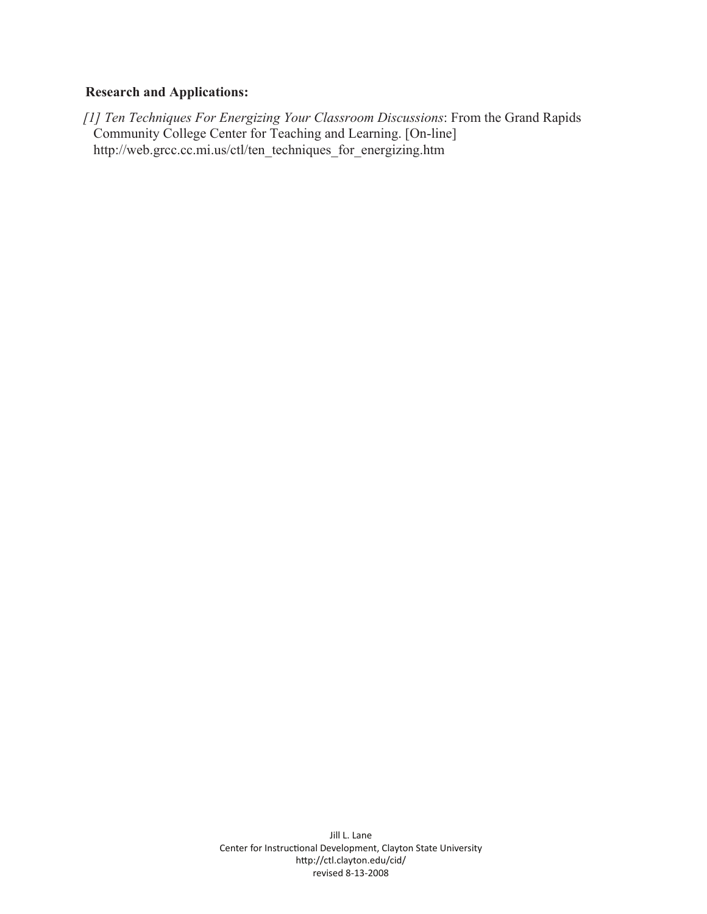**Research and Applications:**

*[1] Ten Techniques For Energizing Your Classroom Discussions*: From the Grand Rapids Community College Center for Teaching and Learning. [On-line] http://web.grcc.cc.mi.us/ctl/ten_techniques_for_energizing.htm